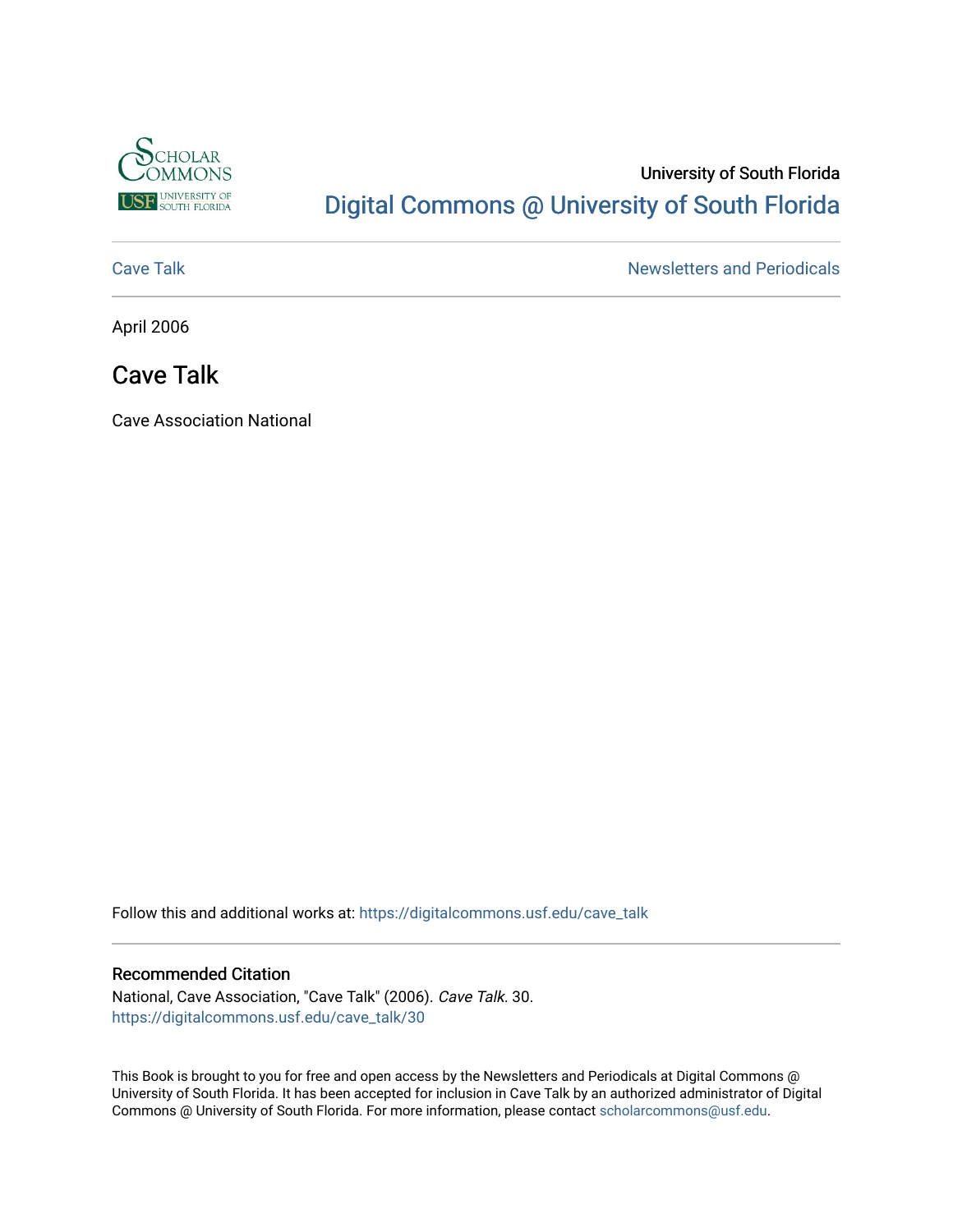University of South Florida

# Digital Commons @ University of South Florida

Cave Talk | Newsletters and Periodicals

April 2006

## Cave Talk

Cave Association National

Follow this and additional works at: https://digitalcommons.usf.edu/cave_talk

### Recommended Citation

National, Cave Association, "Cave Talk" (2006). *Cave Talk*. 30.
https://digitalcommons.usf.edu/cave_talk/30

This Book is brought to you for free and open access by the Newsletters and Periodicals at Digital Commons @ University of South Florida. It has been accepted for inclusion in Cave Talk by an authorized administrator of Digital Commons @ University of South Florida. For more information, please contact scholarcommons@usf.edu.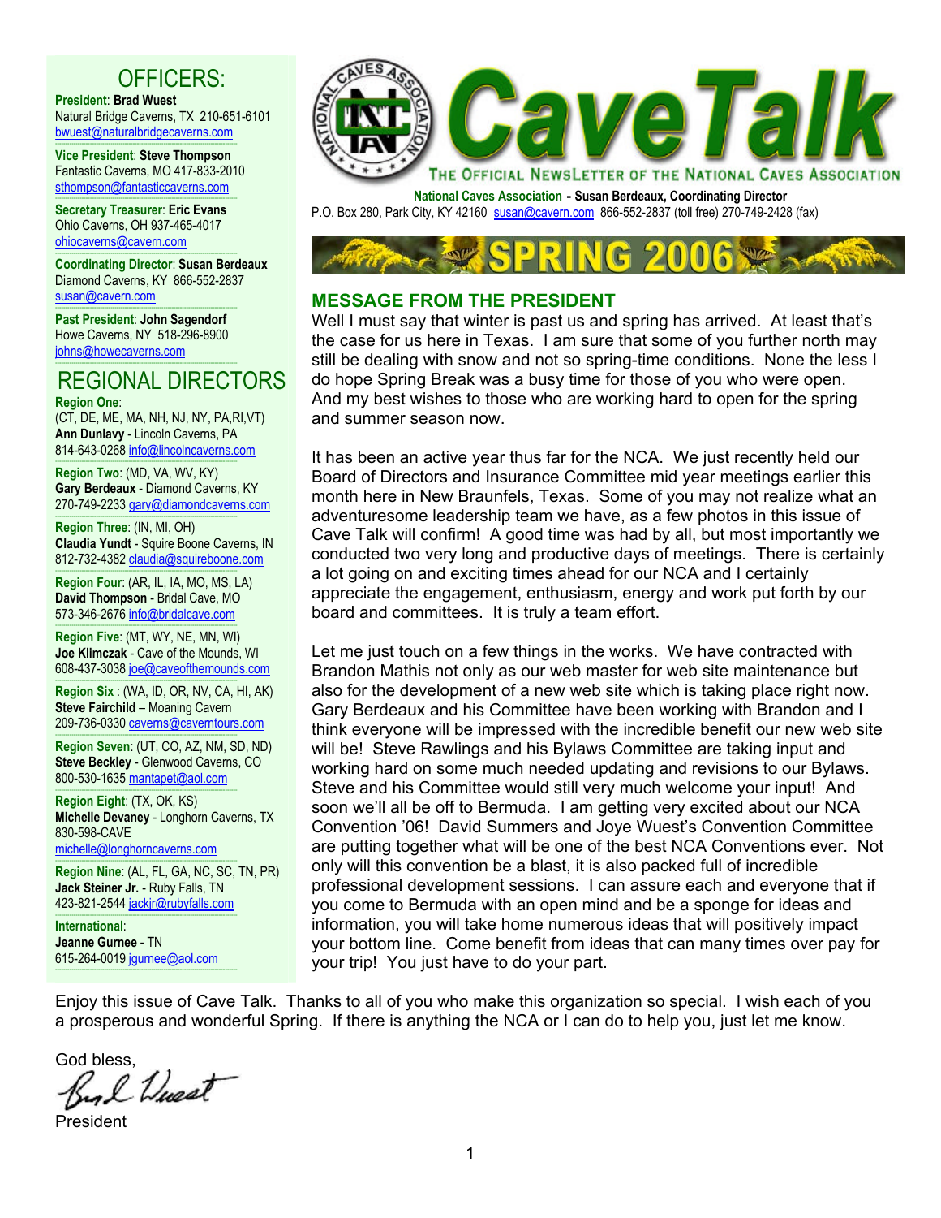# CaveTalk

THE OFFICIAL NEWSLETTER OF THE NATIONAL CAVES ASSOCIATION

**National Caves Association - Susan Berdeaux, Coordinating Director**
P.O. Box 280, Park City, KY 42160 susan@cavern.com 866-552-2837 (toll free) 270-749-2428 (fax)

## SPRING 2006

## OFFICERS:

**President**: **Brad Wuest**
Natural Bridge Caverns, TX 210-651-6101
bwuest@naturalbridgecaverns.com

**Vice President**: **Steve Thompson**
Fantastic Caverns, MO 417-833-2010
sthompson@fantasticcaverns.com

**Secretary Treasurer**: **Eric Evans**
Ohio Caverns, OH 937-465-4017
ohiocaverns@cavern.com

**Coordinating Director**: **Susan Berdeaux**
Diamond Caverns, KY 866-552-2837
susan@cavern.com

**Past President**: **John Sagendorf**
Howe Caverns, NY 518-296-8900
johns@howecaverns.com

## REGIONAL DIRECTORS

**Region One**:
(CT, DE, ME, MA, NH, NJ, NY, PA,RI,VT)
**Ann Dunlavy** - Lincoln Caverns, PA
814-643-0268 info@lincolncaverns.com

**Region Two**: (MD, VA, WV, KY)
**Gary Berdeaux** - Diamond Caverns, KY
270-749-2233 gary@diamondcaverns.com

**Region Three**: (IN, MI, OH)
**Claudia Yundt** - Squire Boone Caverns, IN
812-732-4382 claudia@squireboone.com

**Region Four**: (AR, IL, IA, MO, MS, LA)
**David Thompson** - Bridal Cave, MO
573-346-2676 info@bridalcave.com

**Region Five**: (MT, WY, NE, MN, WI)
**Joe Klimczak** - Cave of the Mounds, WI
608-437-3038 joe@caveofthemounds.com

**Region Six** : (WA, ID, OR, NV, CA, HI, AK)
**Steve Fairchild** – Moaning Cavern
209-736-0330 caverns@caverntours.com

**Region Seven**: (UT, CO, AZ, NM, SD, ND)
**Steve Beckley** - Glenwood Caverns, CO
800-530-1635 mantapet@aol.com

**Region Eight**: (TX, OK, KS)
**Michelle Devaney** - Longhorn Caverns, TX
830-598-CAVE
michelle@longhorncaverns.com

**Region Nine**: (AL, FL, GA, NC, SC, TN, PR)
**Jack Steiner Jr.** - Ruby Falls, TN
423-821-2544 jackjr@rubyfalls.com

**International**:
**Jeanne Gurnee** - TN
615-264-0019 jgurnee@aol.com

## MESSAGE FROM THE PRESIDENT

Well I must say that winter is past us and spring has arrived. At least that's the case for us here in Texas. I am sure that some of you further north may still be dealing with snow and not so spring-time conditions. None the less I do hope Spring Break was a busy time for those of you who were open. And my best wishes to those who are working hard to open for the spring and summer season now.

It has been an active year thus far for the NCA. We just recently held our Board of Directors and Insurance Committee mid year meetings earlier this month here in New Braunfels, Texas. Some of you may not realize what an adventuresome leadership team we have, as a few photos in this issue of Cave Talk will confirm! A good time was had by all, but most importantly we conducted two very long and productive days of meetings. There is certainly a lot going on and exciting times ahead for our NCA and I certainly appreciate the engagement, enthusiasm, energy and work put forth by our board and committees. It is truly a team effort.

Let me just touch on a few things in the works. We have contracted with Brandon Mathis not only as our web master for web site maintenance but also for the development of a new web site which is taking place right now. Gary Berdeaux and his Committee have been working with Brandon and I think everyone will be impressed with the incredible benefit our new web site will be! Steve Rawlings and his Bylaws Committee are taking input and working hard on some much needed updating and revisions to our Bylaws. Steve and his Committee would still very much welcome your input! And soon we'll all be off to Bermuda. I am getting very excited about our NCA Convention '06! David Summers and Joye Wuest's Convention Committee are putting together what will be one of the best NCA Conventions ever. Not only will this convention be a blast, it is also packed full of incredible professional development sessions. I can assure each and everyone that if you come to Bermuda with an open mind and be a sponge for ideas and information, you will take home numerous ideas that will positively impact your bottom line. Come benefit from ideas that can many times over pay for your trip! You just have to do your part.

Enjoy this issue of Cave Talk. Thanks to all of you who make this organization so special. I wish each of you a prosperous and wonderful Spring. If there is anything the NCA or I can do to help you, just let me know.

God bless,

Brad Wuest

President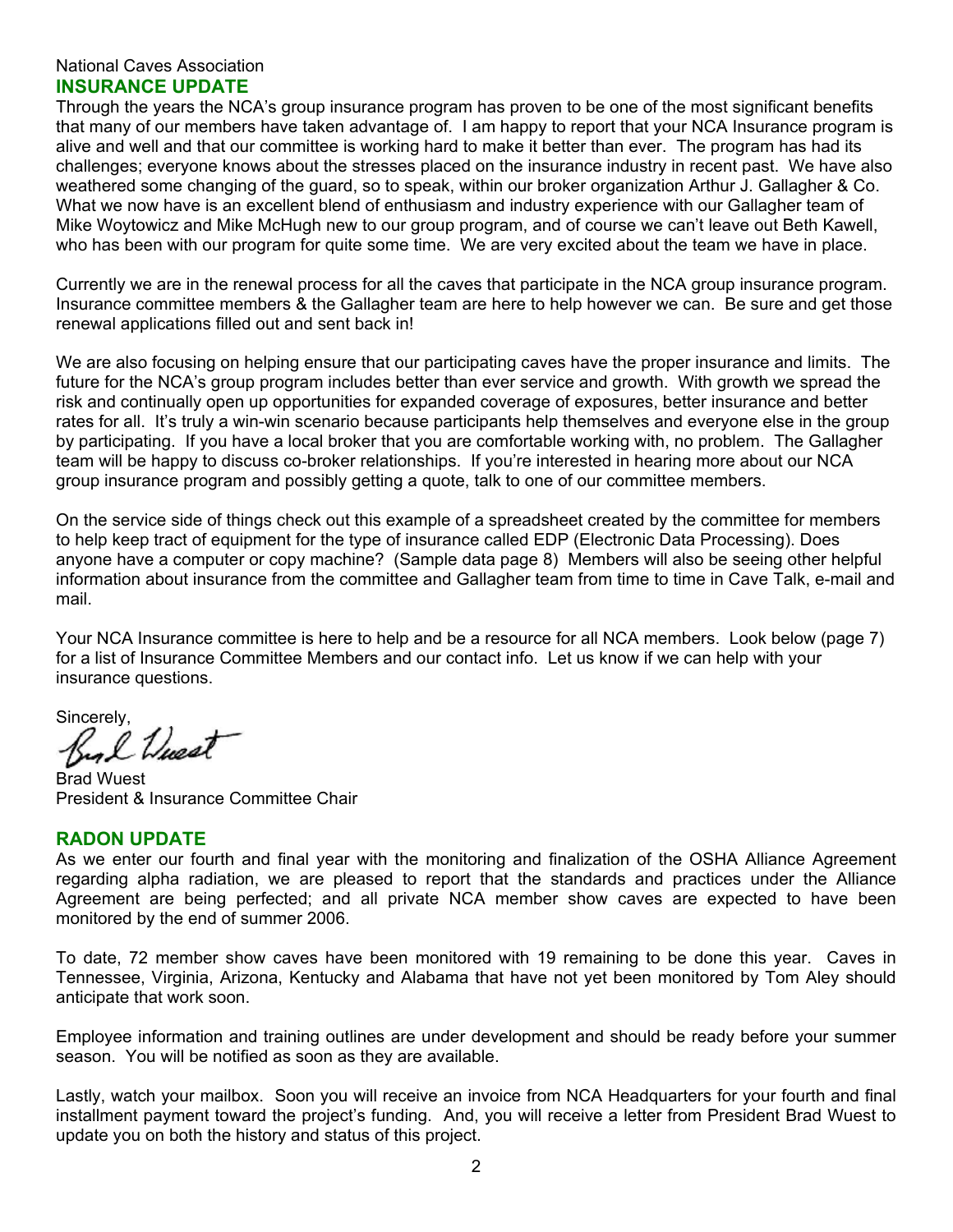National Caves Association

## INSURANCE UPDATE

Through the years the NCA's group insurance program has proven to be one of the most significant benefits that many of our members have taken advantage of. I am happy to report that your NCA Insurance program is alive and well and that our committee is working hard to make it better than ever. The program has had its challenges; everyone knows about the stresses placed on the insurance industry in recent past. We have also weathered some changing of the guard, so to speak, within our broker organization Arthur J. Gallagher & Co. What we now have is an excellent blend of enthusiasm and industry experience with our Gallagher team of Mike Woytowicz and Mike McHugh new to our group program, and of course we can't leave out Beth Kawell, who has been with our program for quite some time. We are very excited about the team we have in place.

Currently we are in the renewal process for all the caves that participate in the NCA group insurance program. Insurance committee members & the Gallagher team are here to help however we can. Be sure and get those renewal applications filled out and sent back in!

We are also focusing on helping ensure that our participating caves have the proper insurance and limits. The future for the NCA's group program includes better than ever service and growth. With growth we spread the risk and continually open up opportunities for expanded coverage of exposures, better insurance and better rates for all. It's truly a win-win scenario because participants help themselves and everyone else in the group by participating. If you have a local broker that you are comfortable working with, no problem. The Gallagher team will be happy to discuss co-broker relationships. If you're interested in hearing more about our NCA group insurance program and possibly getting a quote, talk to one of our committee members.

On the service side of things check out this example of a spreadsheet created by the committee for members to help keep tract of equipment for the type of insurance called EDP (Electronic Data Processing). Does anyone have a computer or copy machine? (Sample data page 8) Members will also be seeing other helpful information about insurance from the committee and Gallagher team from time to time in Cave Talk, e-mail and mail.

Your NCA Insurance committee is here to help and be a resource for all NCA members. Look below (page 7) for a list of Insurance Committee Members and our contact info. Let us know if we can help with your insurance questions.

Sincerely,

Brad Wuest

Brad Wuest
President & Insurance Committee Chair

## RADON UPDATE

As we enter our fourth and final year with the monitoring and finalization of the OSHA Alliance Agreement regarding alpha radiation, we are pleased to report that the standards and practices under the Alliance Agreement are being perfected; and all private NCA member show caves are expected to have been monitored by the end of summer 2006.

To date, 72 member show caves have been monitored with 19 remaining to be done this year. Caves in Tennessee, Virginia, Arizona, Kentucky and Alabama that have not yet been monitored by Tom Aley should anticipate that work soon.

Employee information and training outlines are under development and should be ready before your summer season. You will be notified as soon as they are available.

Lastly, watch your mailbox. Soon you will receive an invoice from NCA Headquarters for your fourth and final installment payment toward the project's funding. And, you will receive a letter from President Brad Wuest to update you on both the history and status of this project.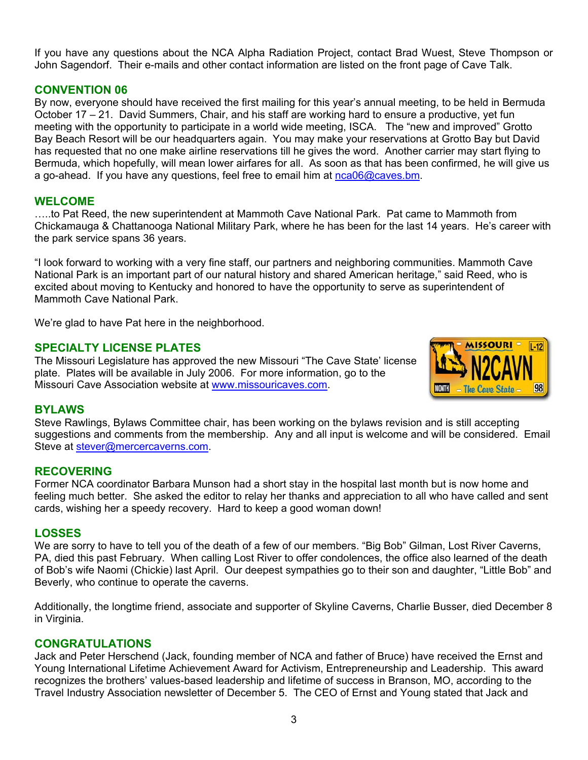If you have any questions about the NCA Alpha Radiation Project, contact Brad Wuest, Steve Thompson or John Sagendorf. Their e-mails and other contact information are listed on the front page of Cave Talk.

## CONVENTION 06

By now, everyone should have received the first mailing for this year's annual meeting, to be held in Bermuda October 17 – 21. David Summers, Chair, and his staff are working hard to ensure a productive, yet fun meeting with the opportunity to participate in a world wide meeting, ISCA. The "new and improved" Grotto Bay Beach Resort will be our headquarters again. You may make your reservations at Grotto Bay but David has requested that no one make airline reservations till he gives the word. Another carrier may start flying to Bermuda, which hopefully, will mean lower airfares for all. As soon as that has been confirmed, he will give us a go-ahead. If you have any questions, feel free to email him at nca06@caves.bm.

## WELCOME

…..to Pat Reed, the new superintendent at Mammoth Cave National Park. Pat came to Mammoth from Chickamauga & Chattanooga National Military Park, where he has been for the last 14 years. He's career with the park service spans 36 years.

"I look forward to working with a very fine staff, our partners and neighboring communities. Mammoth Cave National Park is an important part of our natural history and shared American heritage," said Reed, who is excited about moving to Kentucky and honored to have the opportunity to serve as superintendent of Mammoth Cave National Park.

We're glad to have Pat here in the neighborhood.

## SPECIALTY LICENSE PLATES

The Missouri Legislature has approved the new Missouri "The Cave State' license plate. Plates will be available in July 2006. For more information, go to the Missouri Cave Association website at www.missouricaves.com.

## BYLAWS

Steve Rawlings, Bylaws Committee chair, has been working on the bylaws revision and is still accepting suggestions and comments from the membership. Any and all input is welcome and will be considered. Email Steve at stever@mercercaverns.com.

## RECOVERING

Former NCA coordinator Barbara Munson had a short stay in the hospital last month but is now home and feeling much better. She asked the editor to relay her thanks and appreciation to all who have called and sent cards, wishing her a speedy recovery. Hard to keep a good woman down!

## LOSSES

We are sorry to have to tell you of the death of a few of our members. "Big Bob" Gilman, Lost River Caverns, PA, died this past February. When calling Lost River to offer condolences, the office also learned of the death of Bob's wife Naomi (Chickie) last April. Our deepest sympathies go to their son and daughter, "Little Bob" and Beverly, who continue to operate the caverns.

Additionally, the longtime friend, associate and supporter of Skyline Caverns, Charlie Busser, died December 8 in Virginia.

## CONGRATULATIONS

Jack and Peter Herschend (Jack, founding member of NCA and father of Bruce) have received the Ernst and Young International Lifetime Achievement Award for Activism, Entrepreneurship and Leadership. This award recognizes the brothers' values-based leadership and lifetime of success in Branson, MO, according to the Travel Industry Association newsletter of December 5. The CEO of Ernst and Young stated that Jack and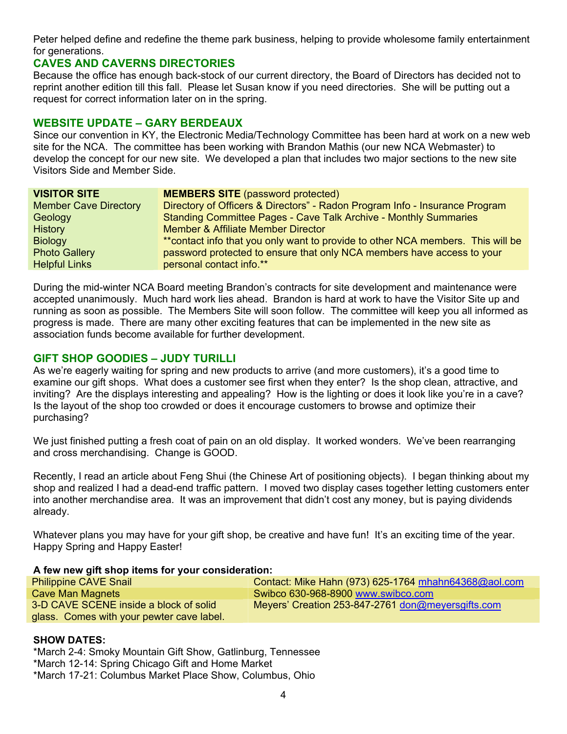Peter helped define and redefine the theme park business, helping to provide wholesome family entertainment for generations.

## CAVES AND CAVERNS DIRECTORIES

Because the office has enough back-stock of our current directory, the Board of Directors has decided not to reprint another edition till this fall. Please let Susan know if you need directories. She will be putting out a request for correct information later on in the spring.

## WEBSITE UPDATE – GARY BERDEAUX

Since our convention in KY, the Electronic Media/Technology Committee has been hard at work on a new web site for the NCA. The committee has been working with Brandon Mathis (our new NCA Webmaster) to develop the concept for our new site. We developed a plan that includes two major sections to the new site Visitors Side and Member Side.

| **VISITOR SITE** | **MEMBERS SITE** (password protected) |
|---|---|
| Member Cave Directory | Directory of Officers & Directors" - Radon Program Info - Insurance Program |
| Geology | Standing Committee Pages - Cave Talk Archive - Monthly Summaries |
| History | Member & Affiliate Member Director |
| Biology | **contact info that you only want to provide to other NCA members. This will be |
| Photo Gallery | password protected to ensure that only NCA members have access to your |
| Helpful Links | personal contact info.** |

During the mid-winter NCA Board meeting Brandon's contracts for site development and maintenance were accepted unanimously. Much hard work lies ahead. Brandon is hard at work to have the Visitor Site up and running as soon as possible. The Members Site will soon follow. The committee will keep you all informed as progress is made. There are many other exciting features that can be implemented in the new site as association funds become available for further development.

## GIFT SHOP GOODIES – JUDY TURILLI

As we're eagerly waiting for spring and new products to arrive (and more customers), it's a good time to examine our gift shops. What does a customer see first when they enter? Is the shop clean, attractive, and inviting? Are the displays interesting and appealing? How is the lighting or does it look like you're in a cave? Is the layout of the shop too crowded or does it encourage customers to browse and optimize their purchasing?

We just finished putting a fresh coat of pain on an old display. It worked wonders. We've been rearranging and cross merchandising. Change is GOOD.

Recently, I read an article about Feng Shui (the Chinese Art of positioning objects). I began thinking about my shop and realized I had a dead-end traffic pattern. I moved two display cases together letting customers enter into another merchandise area. It was an improvement that didn't cost any money, but is paying dividends already.

Whatever plans you may have for your gift shop, be creative and have fun! It's an exciting time of the year. Happy Spring and Happy Easter!

**A few new gift shop items for your consideration:**

| | |
|---|---|
| Philippine CAVE Snail | Contact: Mike Hahn (973) 625-1764 mhahn64368@aol.com |
| Cave Man Magnets | Swibco 630-968-8900 www.swibco.com |
| 3-D CAVE SCENE inside a block of solid glass. Comes with your pewter cave label. | Meyers' Creation 253-847-2761 don@meyersgifts.com |

**SHOW DATES:**

*March 2-4: Smoky Mountain Gift Show, Gatlinburg, Tennessee  
*March 12-14: Spring Chicago Gift and Home Market  
*March 17-21: Columbus Market Place Show, Columbus, Ohio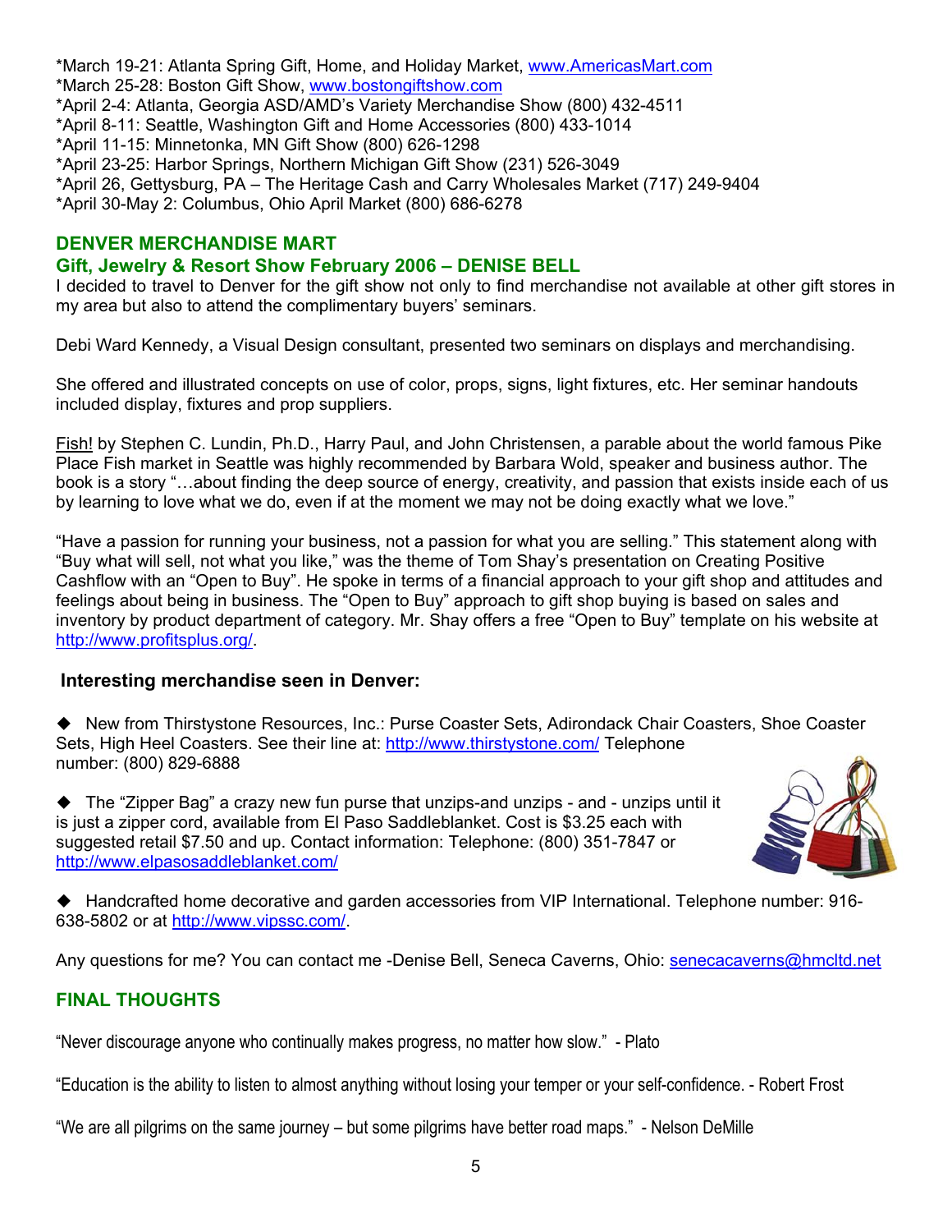*March 19-21: Atlanta Spring Gift, Home, and Holiday Market, www.AmericasMart.com
*March 25-28: Boston Gift Show, www.bostongiftshow.com
*April 2-4: Atlanta, Georgia ASD/AMD's Variety Merchandise Show (800) 432-4511
*April 8-11: Seattle, Washington Gift and Home Accessories (800) 433-1014
*April 11-15: Minnetonka, MN Gift Show (800) 626-1298
*April 23-25: Harbor Springs, Northern Michigan Gift Show (231) 526-3049
*April 26, Gettysburg, PA – The Heritage Cash and Carry Wholesales Market (717) 249-9404
*April 30-May 2: Columbus, Ohio April Market (800) 686-6278

## DENVER MERCHANDISE MART

### Gift, Jewelry & Resort Show February 2006 – DENISE BELL

I decided to travel to Denver for the gift show not only to find merchandise not available at other gift stores in my area but also to attend the complimentary buyers' seminars.

Debi Ward Kennedy, a Visual Design consultant, presented two seminars on displays and merchandising.

She offered and illustrated concepts on use of color, props, signs, light fixtures, etc. Her seminar handouts included display, fixtures and prop suppliers.

Fish! by Stephen C. Lundin, Ph.D., Harry Paul, and John Christensen, a parable about the world famous Pike Place Fish market in Seattle was highly recommended by Barbara Wold, speaker and business author. The book is a story "…about finding the deep source of energy, creativity, and passion that exists inside each of us by learning to love what we do, even if at the moment we may not be doing exactly what we love."

"Have a passion for running your business, not a passion for what you are selling." This statement along with "Buy what will sell, not what you like," was the theme of Tom Shay's presentation on Creating Positive Cashflow with an "Open to Buy". He spoke in terms of a financial approach to your gift shop and attitudes and feelings about being in business. The "Open to Buy" approach to gift shop buying is based on sales and inventory by product department of category. Mr. Shay offers a free "Open to Buy" template on his website at http://www.profitsplus.org/.

### Interesting merchandise seen in Denver:

◆ New from Thirstystone Resources, Inc.: Purse Coaster Sets, Adirondack Chair Coasters, Shoe Coaster Sets, High Heel Coasters. See their line at: http://www.thirstystone.com/ Telephone number: (800) 829-6888

◆ The "Zipper Bag" a crazy new fun purse that unzips-and unzips - and - unzips until it is just a zipper cord, available from El Paso Saddleblanket. Cost is $3.25 each with suggested retail $7.50 and up. Contact information: Telephone: (800) 351-7847 or http://www.elpasosaddleblanket.com/

◆ Handcrafted home decorative and garden accessories from VIP International. Telephone number: 916-638-5802 or at http://www.vipssc.com/.

Any questions for me? You can contact me -Denise Bell, Seneca Caverns, Ohio: senecacaverns@hmcltd.net

## FINAL THOUGHTS

"Never discourage anyone who continually makes progress, no matter how slow." - Plato

"Education is the ability to listen to almost anything without losing your temper or your self-confidence. - Robert Frost

"We are all pilgrims on the same journey – but some pilgrims have better road maps." - Nelson DeMille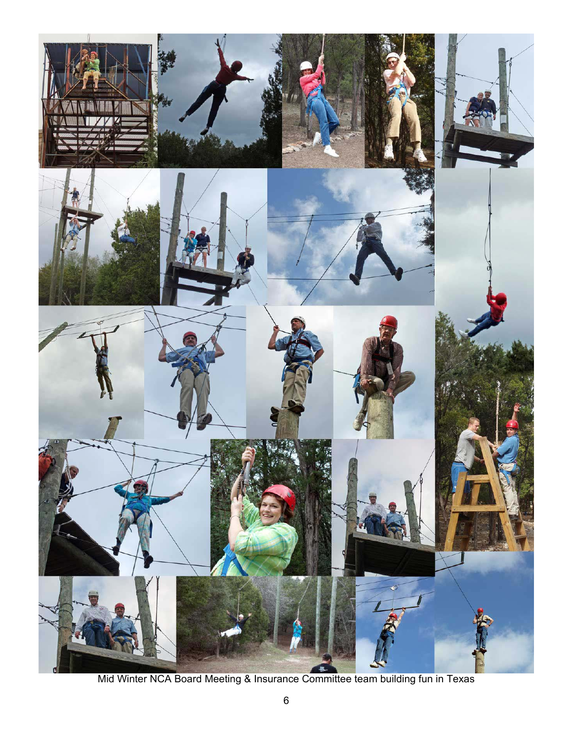Mid Winter NCA Board Meeting & Insurance Committee team building fun in Texas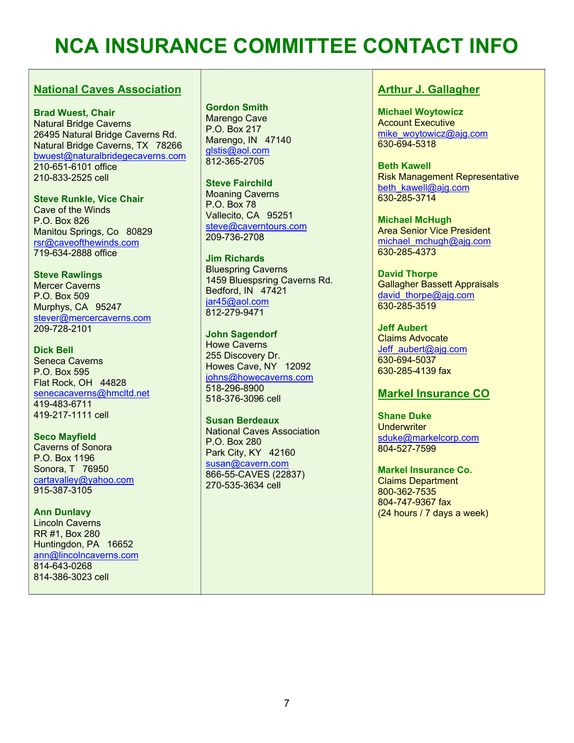# NCA INSURANCE COMMITTEE CONTACT INFO

## National Caves Association

**Brad Wuest, Chair**
Natural Bridge Caverns
26495 Natural Bridge Caverns Rd.
Natural Bridge Caverns, TX 78266
bwuest@naturalbridgecaverns.com
210-651-6101 office
210-833-2525 cell

**Steve Runkle, Vice Chair**
Cave of the Winds
P.O. Box 826
Manitou Springs, Co 80829
rsr@caveofthewinds.com
719-634-2888 office

**Steve Rawlings**
Mercer Caverns
P.O. Box 509
Murphys, CA 95247
stever@mercercaverns.com
209-728-2101

**Dick Bell**
Seneca Caverns
P.O. Box 595
Flat Rock, OH 44828
senecacaverns@hmcltd.net
419-483-6711
419-217-1111 cell

**Seco Mayfield**
Caverns of Sonora
P.O. Box 1196
Sonora, T 76950
cartavalley@yahoo.com
915-387-3105

**Ann Dunlavy**
Lincoln Caverns
RR #1, Box 280
Huntingdon, PA 16652
ann@lincolncaverns.com
814-643-0268
814-386-3023 cell

**Gordon Smith**
Marengo Cave
P.O. Box 217
Marengo, IN 47140
glstis@aol.com
812-365-2705

**Steve Fairchild**
Moaning Caverns
P.O. Box 78
Vallecito, CA 95251
steve@caverntours.com
209-736-2708

**Jim Richards**
Bluespring Caverns
1459 Bluespsring Caverns Rd.
Bedford, IN 47421
jar45@aol.com
812-279-9471

**John Sagendorf**
Howe Caverns
255 Discovery Dr.
Howes Cave, NY 12092
johns@howecaverns.com
518-296-8900
518-376-3096 cell

**Susan Berdeaux**
National Caves Association
P.O. Box 280
Park City, KY 42160
susan@cavern.com
866-55-CAVES (22837)
270-535-3634 cell

## Arthur J. Gallagher

**Michael Woytowicz**
Account Executive
mike_woytowicz@ajg.com
630-694-5318

**Beth Kawell**
Risk Management Representative
beth_kawell@ajg.com
630-285-3714

**Michael McHugh**
Area Senior Vice President
michael_mchugh@ajg.com
630-285-4373

**David Thorpe**
Gallagher Bassett Appraisals
david_thorpe@ajg.com
630-285-3519

**Jeff Aubert**
Claims Advocate
Jeff_aubert@ajg.com
630-694-5037
630-285-4139 fax

## Markel Insurance CO

**Shane Duke**
Underwriter
sduke@markelcorp.com
804-527-7599

**Markel Insurance Co.**
Claims Department
800-362-7535
804-747-9367 fax
(24 hours / 7 days a week)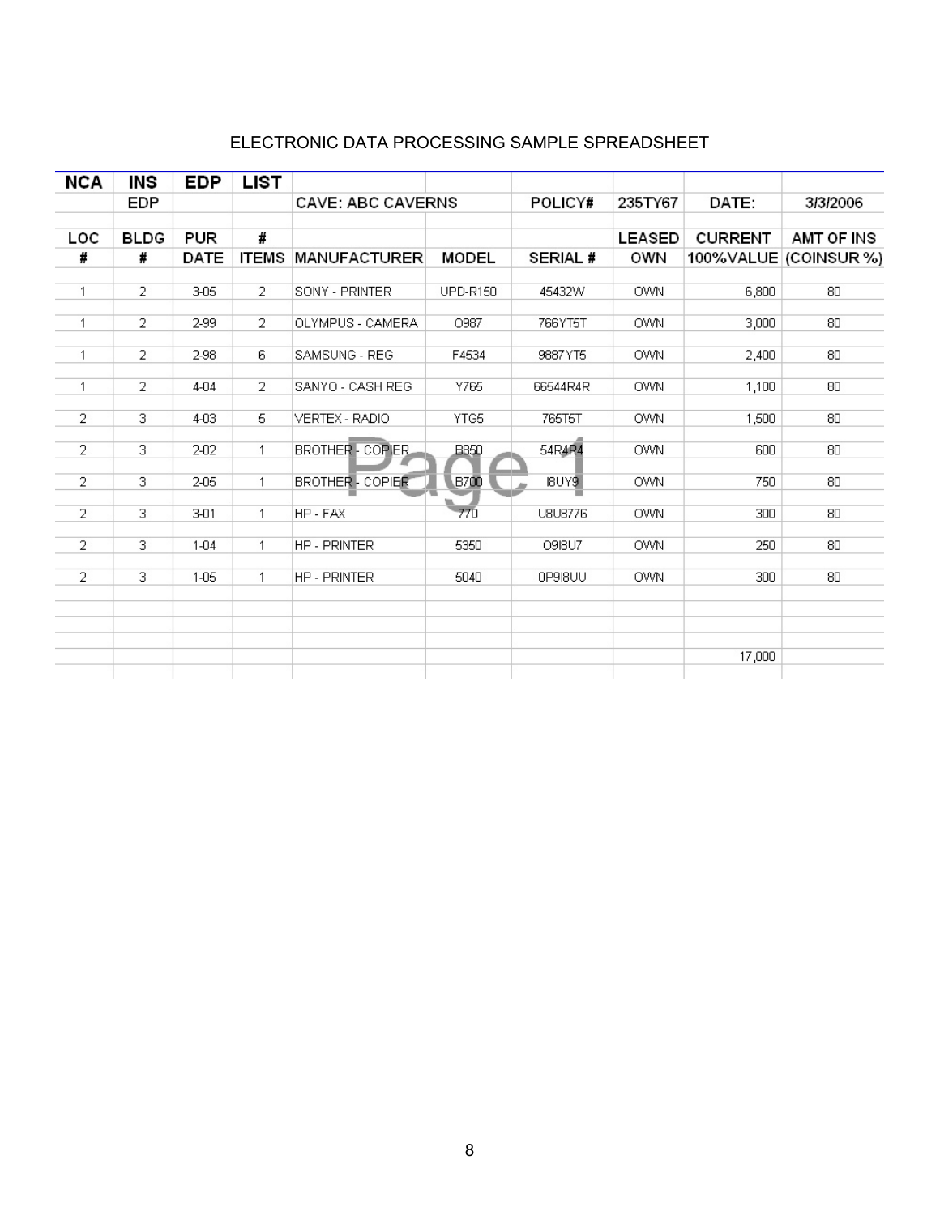ELECTRONIC DATA PROCESSING SAMPLE SPREADSHEET

| NCA | INS | EDP | LIST | | | | | | |
|---|---|---|---|---|---|---|---|---|---|
| | EDP | | | CAVE: ABC CAVERNS | | POLICY# | 235TY67 | DATE: | 3/3/2006 |
| LOC # | BLDG # | PUR DATE | # ITEMS | MANUFACTURER | MODEL | SERIAL # | LEASED OWN | CURRENT 100%VALUE | AMT OF INS (COINSUR %) |
| 1 | 2 | 3-05 | 2 | SONY - PRINTER | UPD-R150 | 45432W | OWN | 6,800 | 80 |
| 1 | 2 | 2-99 | 2 | OLYMPUS - CAMERA | O987 | 766YT5T | OWN | 3,000 | 80 |
| 1 | 2 | 2-98 | 6 | SAMSUNG - REG | F4534 | 9887YT5 | OWN | 2,400 | 80 |
| 1 | 2 | 4-04 | 2 | SANYO - CASH REG | Y765 | 66544R4R | OWN | 1,100 | 80 |
| 2 | 3 | 4-03 | 5 | VERTEX - RADIO | YTG5 | 765T5T | OWN | 1,500 | 80 |
| 2 | 3 | 2-02 | 1 | BROTHER - COPIER | B850 | 54R4R4 | OWN | 600 | 80 |
| 2 | 3 | 2-05 | 1 | BROTHER - COPIER | B700 | I8UY9 | OWN | 750 | 80 |
| 2 | 3 | 3-01 | 1 | HP - FAX | 770 | U8U8776 | OWN | 300 | 80 |
| 2 | 3 | 1-04 | 1 | HP - PRINTER | 5350 | O9I8U7 | OWN | 250 | 80 |
| 2 | 3 | 1-05 | 1 | HP - PRINTER | 5040 | 0P9I8UU | OWN | 300 | 80 |
| | | | | | | | | 17,000 | |